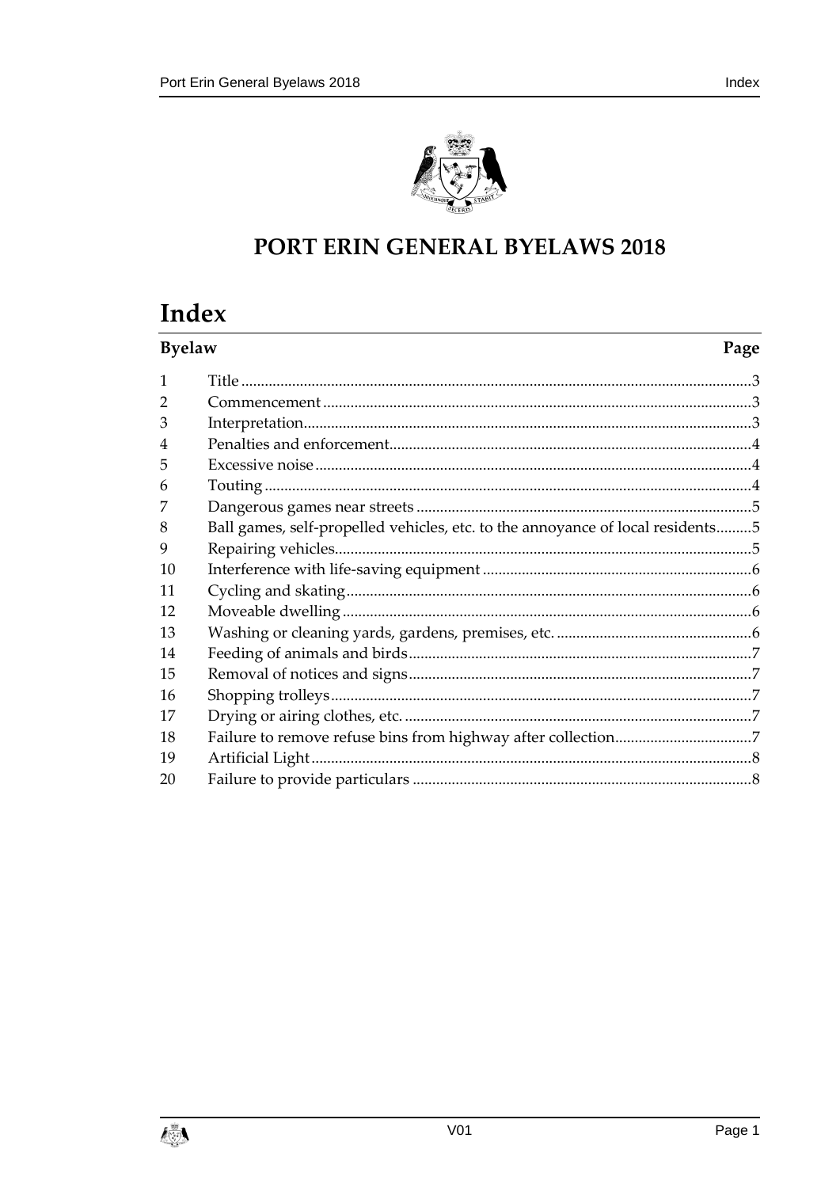# PORT ERIN GENERAL BYELAWS 2018

## Index

| Byelaw | | Page |
|---|---|---|
| 1 | Title | 3 |
| 2 | Commencement | 3 |
| 3 | Interpretation | 3 |
| 4 | Penalties and enforcement | 4 |
| 5 | Excessive noise | 4 |
| 6 | Touting | 4 |
| 7 | Dangerous games near streets | 5 |
| 8 | Ball games, self-propelled vehicles, etc. to the annoyance of local residents | 5 |
| 9 | Repairing vehicles | 5 |
| 10 | Interference with life-saving equipment | 6 |
| 11 | Cycling and skating | 6 |
| 12 | Moveable dwelling | 6 |
| 13 | Washing or cleaning yards, gardens, premises, etc. | 6 |
| 14 | Feeding of animals and birds | 7 |
| 15 | Removal of notices and signs | 7 |
| 16 | Shopping trolleys | 7 |
| 17 | Drying or airing clothes, etc. | 7 |
| 18 | Failure to remove refuse bins from highway after collection | 7 |
| 19 | Artificial Light | 8 |
| 20 | Failure to provide particulars | 8 |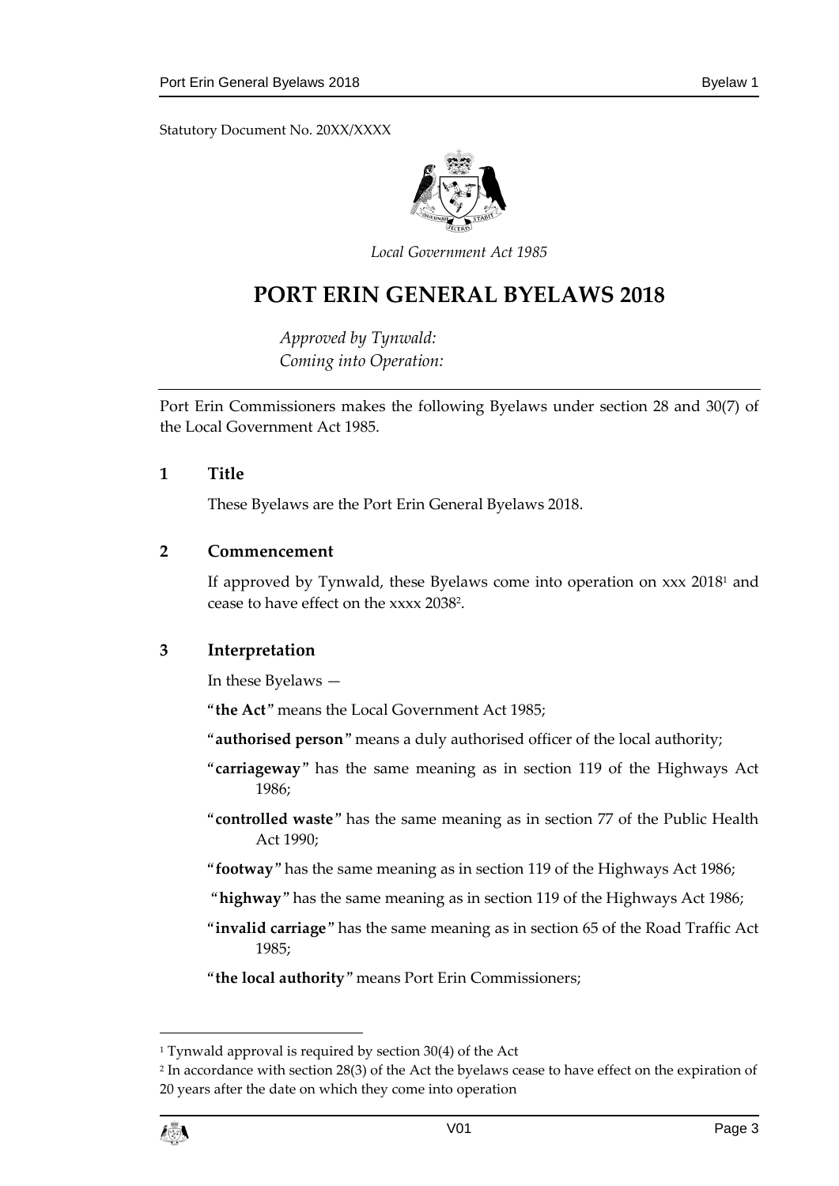Statutory Document No. 20XX/XXXX

*Local Government Act 1985*

# PORT ERIN GENERAL BYELAWS 2018

*Approved by Tynwald:*
*Coming into Operation:*

Port Erin Commissioners makes the following Byelaws under section 28 and 30(7) of the Local Government Act 1985.

## 1 Title

These Byelaws are the Port Erin General Byelaws 2018.

## 2 Commencement

If approved by Tynwald, these Byelaws come into operation on xxx 2018[1] and cease to have effect on the xxxx 2038[2].

## 3 Interpretation

In these Byelaws —

"**the Act**" means the Local Government Act 1985;

"**authorised person**" means a duly authorised officer of the local authority;

"**carriageway**" has the same meaning as in section 119 of the Highways Act 1986;

"**controlled waste**" has the same meaning as in section 77 of the Public Health Act 1990;

"**footway**" has the same meaning as in section 119 of the Highways Act 1986;

"**highway**" has the same meaning as in section 119 of the Highways Act 1986;

"**invalid carriage**" has the same meaning as in section 65 of the Road Traffic Act 1985;

"**the local authority**" means Port Erin Commissioners;

---

[1] Tynwald approval is required by section 30(4) of the Act

[2] In accordance with section 28(3) of the Act the byelaws cease to have effect on the expiration of 20 years after the date on which they come into operation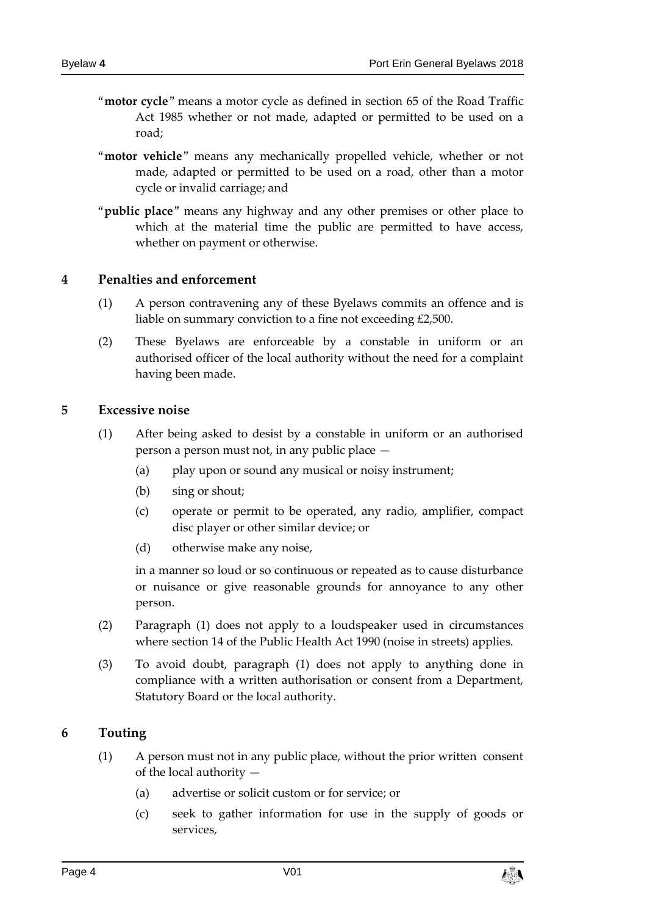"**motor cycle**" means a motor cycle as defined in section 65 of the Road Traffic Act 1985 whether or not made, adapted or permitted to be used on a road;

"**motor vehicle**" means any mechanically propelled vehicle, whether or not made, adapted or permitted to be used on a road, other than a motor cycle or invalid carriage; and

"**public place**" means any highway and any other premises or other place to which at the material time the public are permitted to have access, whether on payment or otherwise.

## 4 Penalties and enforcement

(1) A person contravening any of these Byelaws commits an offence and is liable on summary conviction to a fine not exceeding £2,500.

(2) These Byelaws are enforceable by a constable in uniform or an authorised officer of the local authority without the need for a complaint having been made.

## 5 Excessive noise

(1) After being asked to desist by a constable in uniform or an authorised person a person must not, in any public place —

(a) play upon or sound any musical or noisy instrument;

(b) sing or shout;

(c) operate or permit to be operated, any radio, amplifier, compact disc player or other similar device; or

(d) otherwise make any noise,

in a manner so loud or so continuous or repeated as to cause disturbance or nuisance or give reasonable grounds for annoyance to any other person.

(2) Paragraph (1) does not apply to a loudspeaker used in circumstances where section 14 of the Public Health Act 1990 (noise in streets) applies.

(3) To avoid doubt, paragraph (1) does not apply to anything done in compliance with a written authorisation or consent from a Department, Statutory Board or the local authority.

## 6 Touting

(1) A person must not in any public place, without the prior written consent of the local authority —

(a) advertise or solicit custom or for service; or

(c) seek to gather information for use in the supply of goods or services,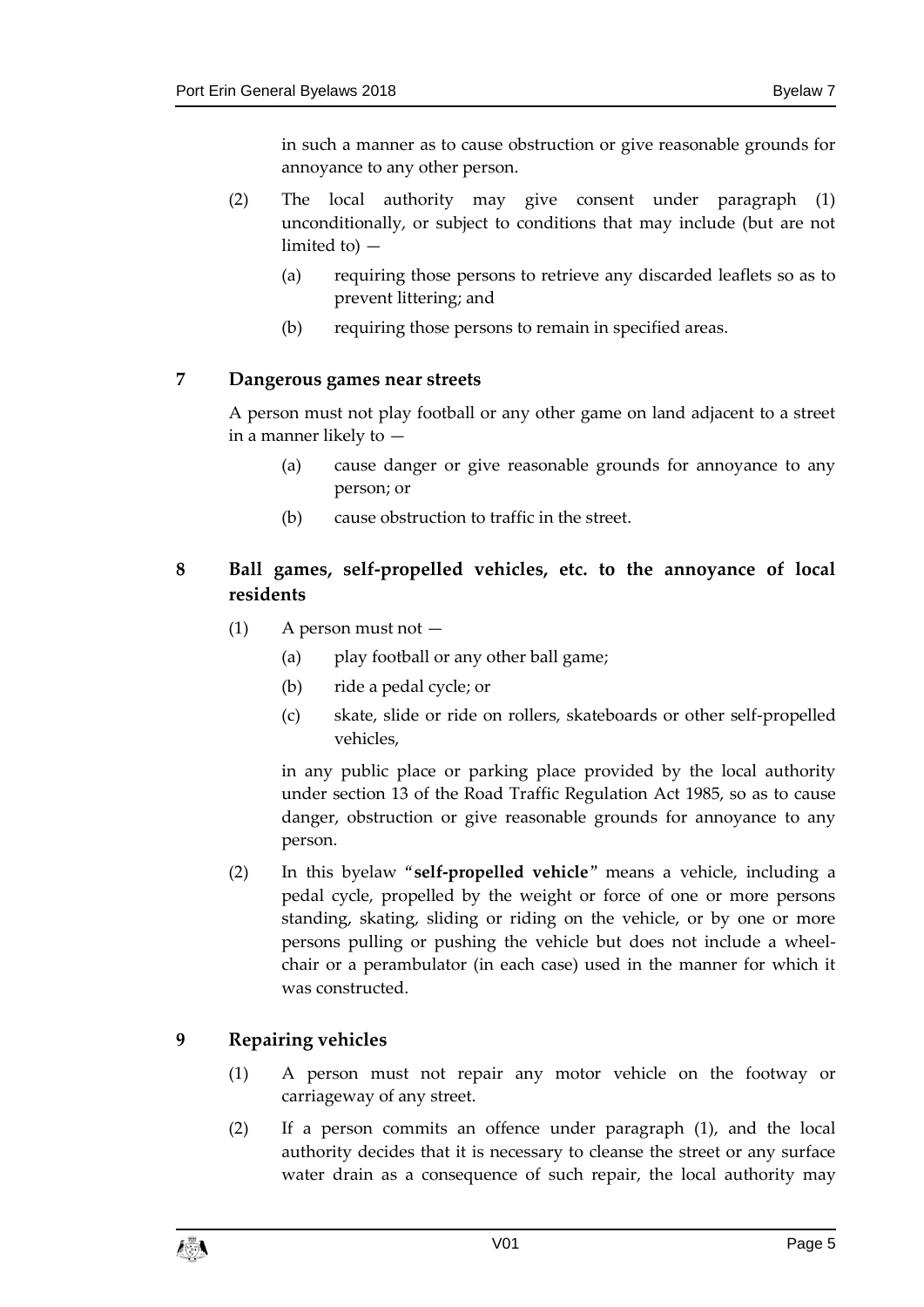in such a manner as to cause obstruction or give reasonable grounds for annoyance to any other person.

(2) The local authority may give consent under paragraph (1) unconditionally, or subject to conditions that may include (but are not limited to) —

(a) requiring those persons to retrieve any discarded leaflets so as to prevent littering; and

(b) requiring those persons to remain in specified areas.

## 7 Dangerous games near streets

A person must not play football or any other game on land adjacent to a street in a manner likely to —

(a) cause danger or give reasonable grounds for annoyance to any person; or

(b) cause obstruction to traffic in the street.

## 8 Ball games, self-propelled vehicles, etc. to the annoyance of local residents

(1) A person must not —

(a) play football or any other ball game;

(b) ride a pedal cycle; or

(c) skate, slide or ride on rollers, skateboards or other self-propelled vehicles,

in any public place or parking place provided by the local authority under section 13 of the Road Traffic Regulation Act 1985, so as to cause danger, obstruction or give reasonable grounds for annoyance to any person.

(2) In this byelaw "**self-propelled vehicle**" means a vehicle, including a pedal cycle, propelled by the weight or force of one or more persons standing, skating, sliding or riding on the vehicle, or by one or more persons pulling or pushing the vehicle but does not include a wheel-chair or a perambulator (in each case) used in the manner for which it was constructed.

## 9 Repairing vehicles

(1) A person must not repair any motor vehicle on the footway or carriageway of any street.

(2) If a person commits an offence under paragraph (1), and the local authority decides that it is necessary to cleanse the street or any surface water drain as a consequence of such repair, the local authority may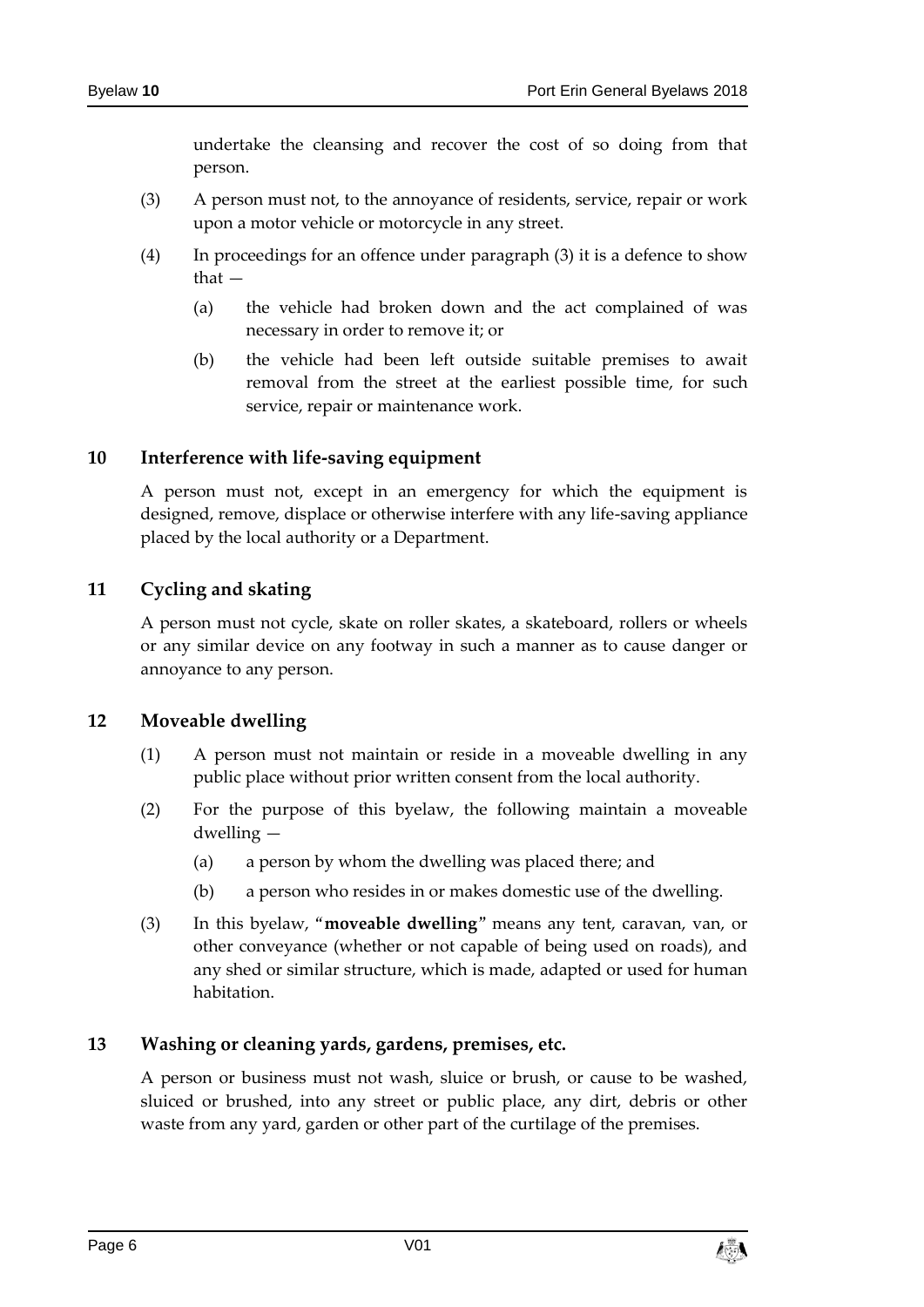undertake the cleansing and recover the cost of so doing from that person.

(3) A person must not, to the annoyance of residents, service, repair or work upon a motor vehicle or motorcycle in any street.

(4) In proceedings for an offence under paragraph (3) it is a defence to show that —

(a) the vehicle had broken down and the act complained of was necessary in order to remove it; or

(b) the vehicle had been left outside suitable premises to await removal from the street at the earliest possible time, for such service, repair or maintenance work.

## 10 Interference with life-saving equipment

A person must not, except in an emergency for which the equipment is designed, remove, displace or otherwise interfere with any life-saving appliance placed by the local authority or a Department.

## 11 Cycling and skating

A person must not cycle, skate on roller skates, a skateboard, rollers or wheels or any similar device on any footway in such a manner as to cause danger or annoyance to any person.

## 12 Moveable dwelling

(1) A person must not maintain or reside in a moveable dwelling in any public place without prior written consent from the local authority.

(2) For the purpose of this byelaw, the following maintain a moveable dwelling —

(a) a person by whom the dwelling was placed there; and

(b) a person who resides in or makes domestic use of the dwelling.

(3) In this byelaw, "**moveable dwelling**" means any tent, caravan, van, or other conveyance (whether or not capable of being used on roads), and any shed or similar structure, which is made, adapted or used for human habitation.

## 13 Washing or cleaning yards, gardens, premises, etc.

A person or business must not wash, sluice or brush, or cause to be washed, sluiced or brushed, into any street or public place, any dirt, debris or other waste from any yard, garden or other part of the curtilage of the premises.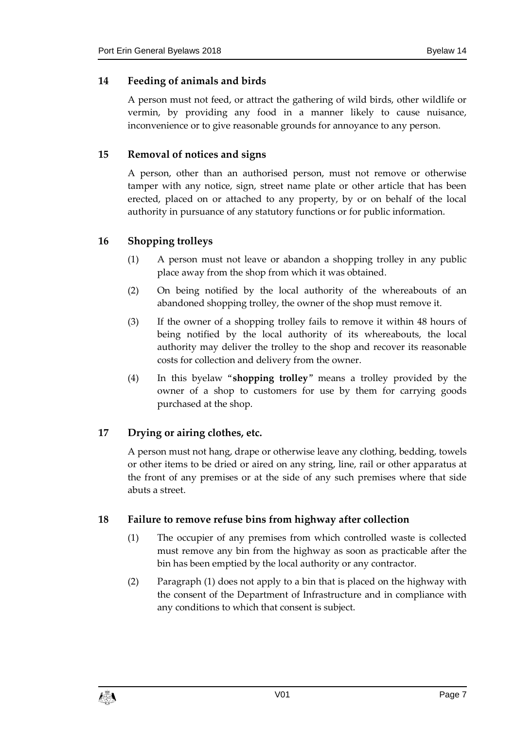## 14 Feeding of animals and birds

A person must not feed, or attract the gathering of wild birds, other wildlife or vermin, by providing any food in a manner likely to cause nuisance, inconvenience or to give reasonable grounds for annoyance to any person.

## 15 Removal of notices and signs

A person, other than an authorised person, must not remove or otherwise tamper with any notice, sign, street name plate or other article that has been erected, placed on or attached to any property, by or on behalf of the local authority in pursuance of any statutory functions or for public information.

## 16 Shopping trolleys

(1) A person must not leave or abandon a shopping trolley in any public place away from the shop from which it was obtained.

(2) On being notified by the local authority of the whereabouts of an abandoned shopping trolley, the owner of the shop must remove it.

(3) If the owner of a shopping trolley fails to remove it within 48 hours of being notified by the local authority of its whereabouts, the local authority may deliver the trolley to the shop and recover its reasonable costs for collection and delivery from the owner.

(4) In this byelaw "**shopping trolley**" means a trolley provided by the owner of a shop to customers for use by them for carrying goods purchased at the shop.

## 17 Drying or airing clothes, etc.

A person must not hang, drape or otherwise leave any clothing, bedding, towels or other items to be dried or aired on any string, line, rail or other apparatus at the front of any premises or at the side of any such premises where that side abuts a street.

## 18 Failure to remove refuse bins from highway after collection

(1) The occupier of any premises from which controlled waste is collected must remove any bin from the highway as soon as practicable after the bin has been emptied by the local authority or any contractor.

(2) Paragraph (1) does not apply to a bin that is placed on the highway with the consent of the Department of Infrastructure and in compliance with any conditions to which that consent is subject.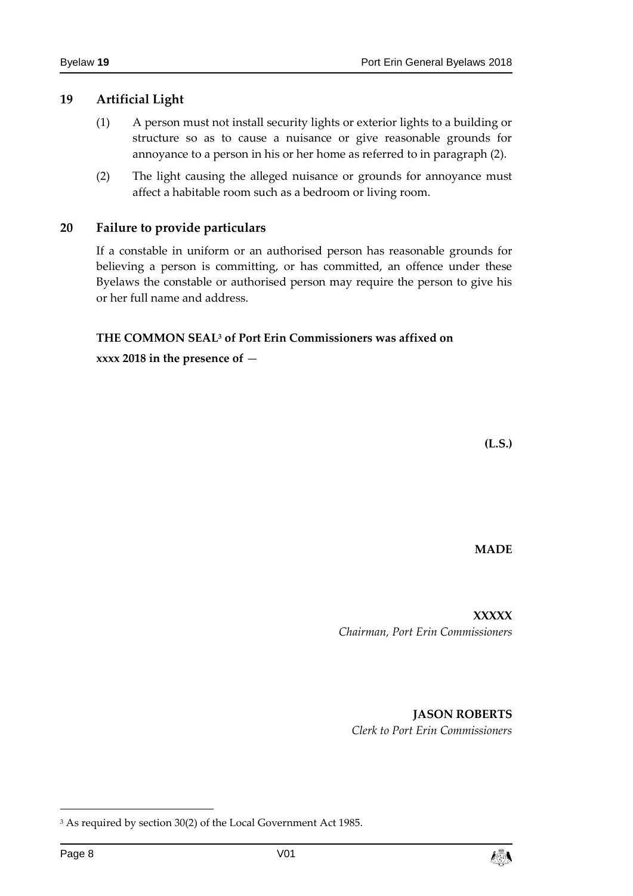## 19 Artificial Light

(1) A person must not install security lights or exterior lights to a building or structure so as to cause a nuisance or give reasonable grounds for annoyance to a person in his or her home as referred to in paragraph (2).

(2) The light causing the alleged nuisance or grounds for annoyance must affect a habitable room such as a bedroom or living room.

## 20 Failure to provide particulars

If a constable in uniform or an authorised person has reasonable grounds for believing a person is committing, or has committed, an offence under these Byelaws the constable or authorised person may require the person to give his or her full name and address.

**THE COMMON SEAL[3] of Port Erin Commissioners was affixed on xxxx 2018 in the presence of —**

**(L.S.)**

**MADE**

**XXXXX**
*Chairman, Port Erin Commissioners*

**JASON ROBERTS**
*Clerk to Port Erin Commissioners*

[3] As required by section 30(2) of the Local Government Act 1985.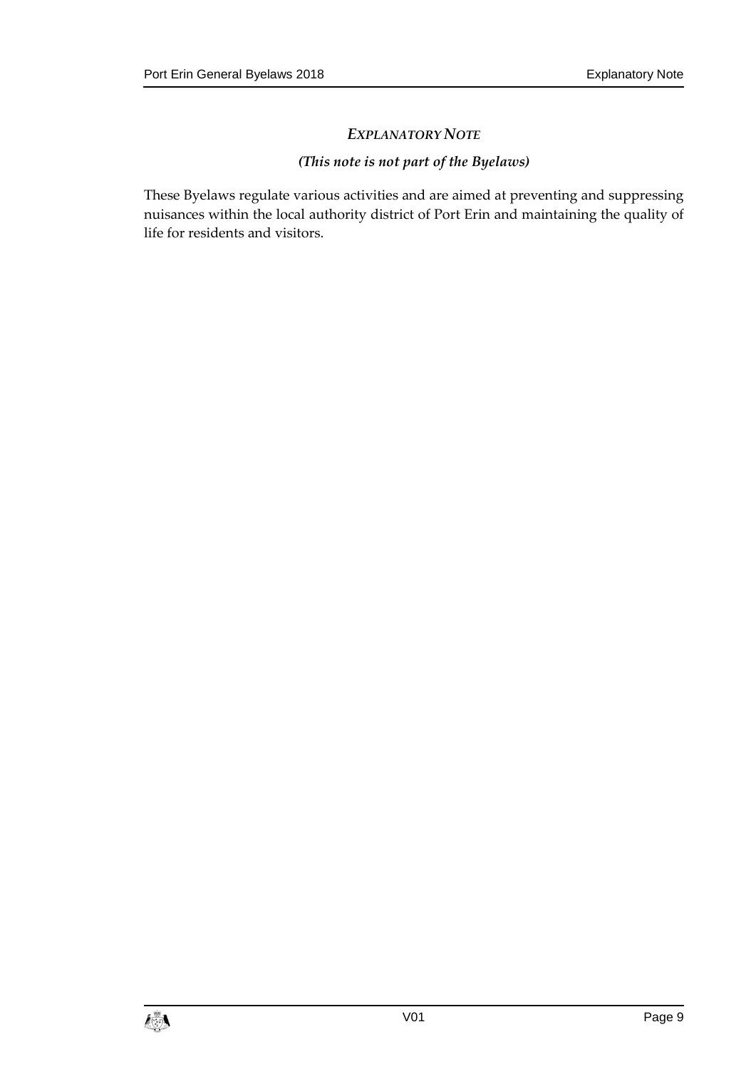## *EXPLANATORY NOTE*

***(This note is not part of the Byelaws)***

These Byelaws regulate various activities and are aimed at preventing and suppressing nuisances within the local authority district of Port Erin and maintaining the quality of life for residents and visitors.